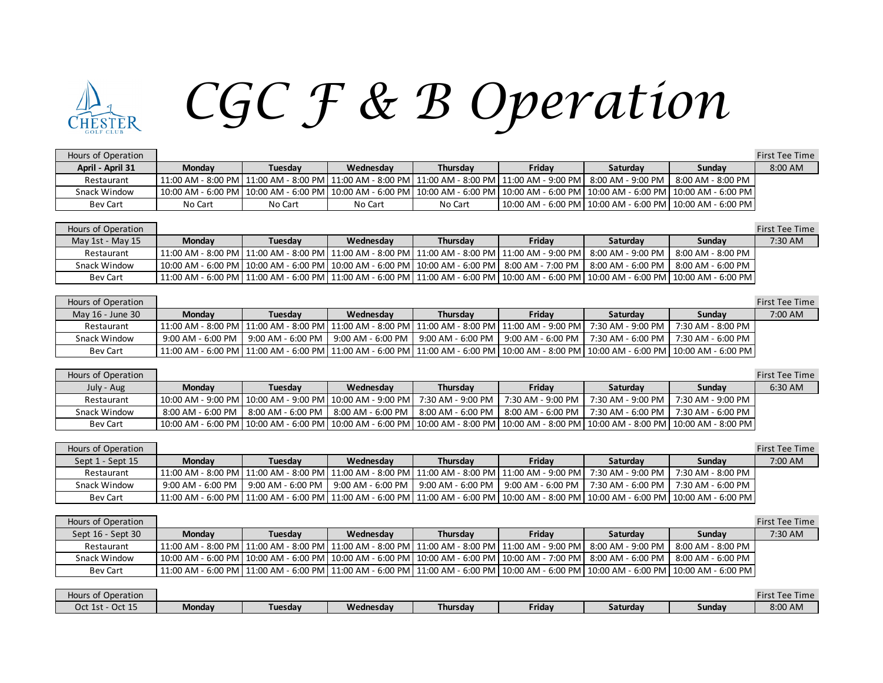# CGC F & B Operation

| Hours of Operation | | | | | | | | First Tee Time |
|---|---|---|---|---|---|---|---|---|
| **April - April 31** | **Monday** | **Tuesday** | **Wednesday** | **Thursday** | **Friday** | **Saturday** | **Sunday** | 8:00 AM |
| Restaurant | 11:00 AM - 8:00 PM | 11:00 AM - 8:00 PM | 11:00 AM - 8:00 PM | 11:00 AM - 8:00 PM | 11:00 AM - 9:00 PM | 8:00 AM - 9:00 PM | 8:00 AM - 8:00 PM | |
| Snack Window | 10:00 AM - 6:00 PM | 10:00 AM - 6:00 PM | 10:00 AM - 6:00 PM | 10:00 AM - 6:00 PM | 10:00 AM - 6:00 PM | 10:00 AM - 6:00 PM | 10:00 AM - 6:00 PM | |
| Bev Cart | No Cart | No Cart | No Cart | No Cart | 10:00 AM - 6:00 PM | 10:00 AM - 6:00 PM | 10:00 AM - 6:00 PM | |

| Hours of Operation | | | | | | | | First Tee Time |
|---|---|---|---|---|---|---|---|---|
| May 1st - May 15 | **Monday** | **Tuesday** | **Wednesday** | **Thursday** | **Friday** | **Saturday** | **Sunday** | 7:30 AM |
| Restaurant | 11:00 AM - 8:00 PM | 11:00 AM - 8:00 PM | 11:00 AM - 8:00 PM | 11:00 AM - 8:00 PM | 11:00 AM - 9:00 PM | 8:00 AM - 9:00 PM | 8:00 AM - 8:00 PM | |
| Snack Window | 10:00 AM - 6:00 PM | 10:00 AM - 6:00 PM | 10:00 AM - 6:00 PM | 10:00 AM - 6:00 PM | 8:00 AM - 7:00 PM | 8:00 AM - 6:00 PM | 8:00 AM - 6:00 PM | |
| Bev Cart | 11:00 AM - 6:00 PM | 11:00 AM - 6:00 PM | 11:00 AM - 6:00 PM | 11:00 AM - 6:00 PM | 10:00 AM - 6:00 PM | 10:00 AM - 6:00 PM | 10:00 AM - 6:00 PM | |

| Hours of Operation | | | | | | | | First Tee Time |
|---|---|---|---|---|---|---|---|---|
| May 16 - June 30 | **Monday** | **Tuesday** | **Wednesday** | **Thursday** | **Friday** | **Saturday** | **Sunday** | 7:00 AM |
| Restaurant | 11:00 AM - 8:00 PM | 11:00 AM - 8:00 PM | 11:00 AM - 8:00 PM | 11:00 AM - 8:00 PM | 11:00 AM - 9:00 PM | 7:30 AM - 9:00 PM | 7:30 AM - 8:00 PM | |
| Snack Window | 9:00 AM - 6:00 PM | 9:00 AM - 6:00 PM | 9:00 AM - 6:00 PM | 9:00 AM - 6:00 PM | 9:00 AM - 6:00 PM | 7:30 AM - 6:00 PM | 7:30 AM - 6:00 PM | |
| Bev Cart | 11:00 AM - 6:00 PM | 11:00 AM - 6:00 PM | 11:00 AM - 6:00 PM | 11:00 AM - 6:00 PM | 10:00 AM - 8:00 PM | 10:00 AM - 6:00 PM | 10:00 AM - 6:00 PM | |

| Hours of Operation | | | | | | | | First Tee Time |
|---|---|---|---|---|---|---|---|---|
| July - Aug | **Monday** | **Tuesday** | **Wednesday** | **Thursday** | **Friday** | **Saturday** | **Sunday** | 6:30 AM |
| Restaurant | 10:00 AM - 9:00 PM | 10:00 AM - 9:00 PM | 10:00 AM - 9:00 PM | 7:30 AM - 9:00 PM | 7:30 AM - 9:00 PM | 7:30 AM - 9:00 PM | 7:30 AM - 9:00 PM | |
| Snack Window | 8:00 AM - 6:00 PM | 8:00 AM - 6:00 PM | 8:00 AM - 6:00 PM | 8:00 AM - 6:00 PM | 8:00 AM - 6:00 PM | 7:30 AM - 6:00 PM | 7:30 AM - 6:00 PM | |
| Bev Cart | 10:00 AM - 6:00 PM | 10:00 AM - 6:00 PM | 10:00 AM - 6:00 PM | 10:00 AM - 8:00 PM | 10:00 AM - 8:00 PM | 10:00 AM - 8:00 PM | 10:00 AM - 8:00 PM | |

| Hours of Operation | | | | | | | | First Tee Time |
|---|---|---|---|---|---|---|---|---|
| Sept 1 - Sept 15 | **Monday** | **Tuesday** | **Wednesday** | **Thursday** | **Friday** | **Saturday** | **Sunday** | 7:00 AM |
| Restaurant | 11:00 AM - 8:00 PM | 11:00 AM - 8:00 PM | 11:00 AM - 8:00 PM | 11:00 AM - 8:00 PM | 11:00 AM - 9:00 PM | 7:30 AM - 9:00 PM | 7:30 AM - 8:00 PM | |
| Snack Window | 9:00 AM - 6:00 PM | 9:00 AM - 6:00 PM | 9:00 AM - 6:00 PM | 9:00 AM - 6:00 PM | 9:00 AM - 6:00 PM | 7:30 AM - 6:00 PM | 7:30 AM - 6:00 PM | |
| Bev Cart | 11:00 AM - 6:00 PM | 11:00 AM - 6:00 PM | 11:00 AM - 6:00 PM | 11:00 AM - 6:00 PM | 10:00 AM - 8:00 PM | 10:00 AM - 6:00 PM | 10:00 AM - 6:00 PM | |

| Hours of Operation | | | | | | | | First Tee Time |
|---|---|---|---|---|---|---|---|---|
| Sept 16 - Sept 30 | **Monday** | **Tuesday** | **Wednesday** | **Thursday** | **Friday** | **Saturday** | **Sunday** | 7:30 AM |
| Restaurant | 11:00 AM - 8:00 PM | 11:00 AM - 8:00 PM | 11:00 AM - 8:00 PM | 11:00 AM - 8:00 PM | 11:00 AM - 9:00 PM | 8:00 AM - 9:00 PM | 8:00 AM - 8:00 PM | |
| Snack Window | 10:00 AM - 6:00 PM | 10:00 AM - 6:00 PM | 10:00 AM - 6:00 PM | 10:00 AM - 6:00 PM | 10:00 AM - 7:00 PM | 8:00 AM - 6:00 PM | 8:00 AM - 6:00 PM | |
| Bev Cart | 11:00 AM - 6:00 PM | 11:00 AM - 6:00 PM | 11:00 AM - 6:00 PM | 11:00 AM - 6:00 PM | 10:00 AM - 6:00 PM | 10:00 AM - 6:00 PM | 10:00 AM - 6:00 PM | |

| Hours of Operation | | | | | | | | First Tee Time |
|---|---|---|---|---|---|---|---|---|
| Oct 1st - Oct 15 | **Monday** | **Tuesday** | **Wednesday** | **Thursday** | **Friday** | **Saturday** | **Sunday** | 8:00 AM |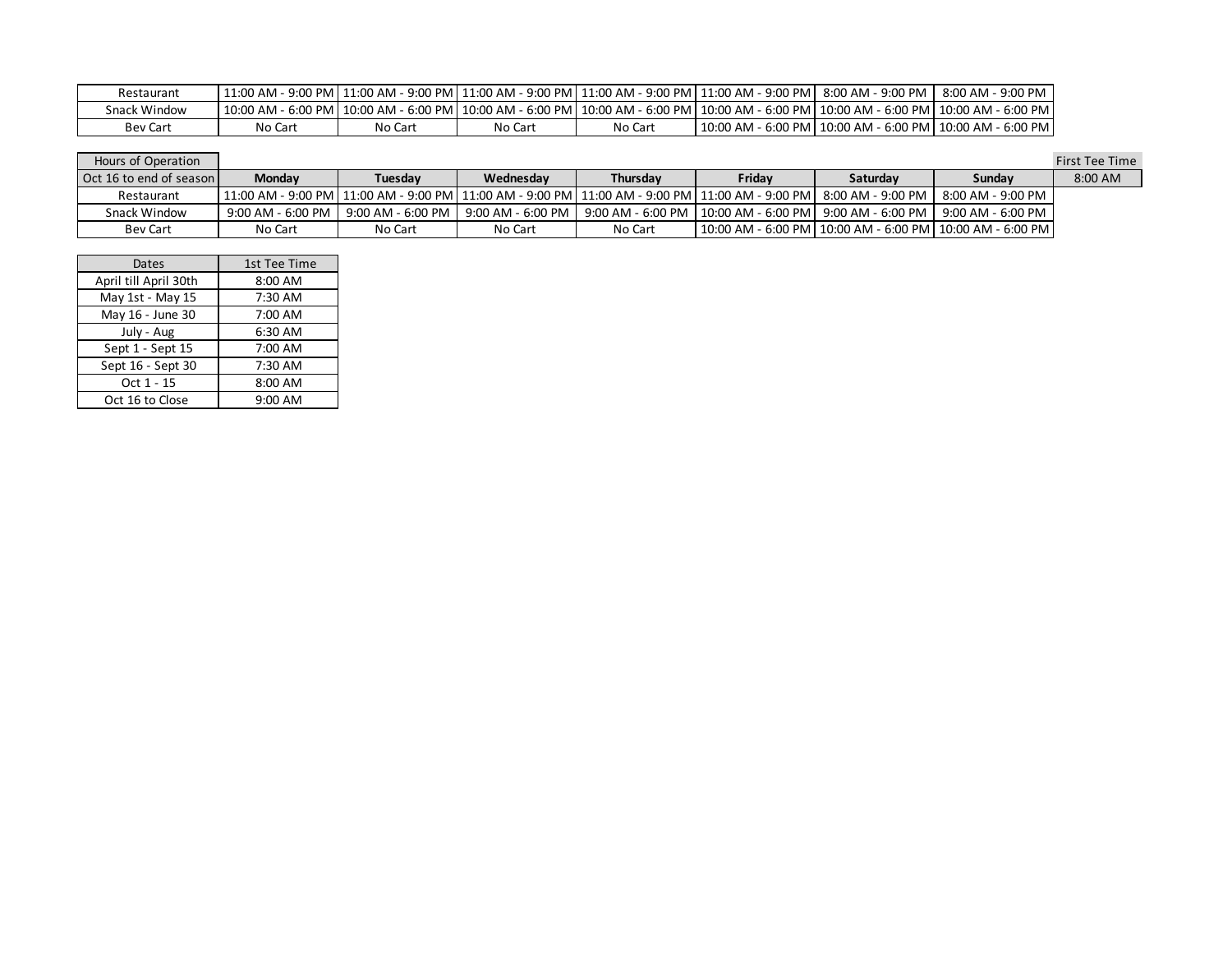| | | | | | | | |
|---|---|---|---|---|---|---|---|
| Restaurant | 11:00 AM - 9:00 PM | 11:00 AM - 9:00 PM | 11:00 AM - 9:00 PM | 11:00 AM - 9:00 PM | 11:00 AM - 9:00 PM | 8:00 AM - 9:00 PM | 8:00 AM - 9:00 PM |
| Snack Window | 10:00 AM - 6:00 PM | 10:00 AM - 6:00 PM | 10:00 AM - 6:00 PM | 10:00 AM - 6:00 PM | 10:00 AM - 6:00 PM | 10:00 AM - 6:00 PM | 10:00 AM - 6:00 PM |
| Bev Cart | No Cart | No Cart | No Cart | No Cart | 10:00 AM - 6:00 PM | 10:00 AM - 6:00 PM | 10:00 AM - 6:00 PM |

| Hours of Operation | | | | | | | | First Tee Time |
|---|---|---|---|---|---|---|---|---|
| Oct 16 to end of season | **Monday** | **Tuesday** | **Wednesday** | **Thursday** | **Friday** | **Saturday** | **Sunday** | 8:00 AM |
| Restaurant | 11:00 AM - 9:00 PM | 11:00 AM - 9:00 PM | 11:00 AM - 9:00 PM | 11:00 AM - 9:00 PM | 11:00 AM - 9:00 PM | 8:00 AM - 9:00 PM | 8:00 AM - 9:00 PM | |
| Snack Window | 9:00 AM - 6:00 PM | 9:00 AM - 6:00 PM | 9:00 AM - 6:00 PM | 9:00 AM - 6:00 PM | 10:00 AM - 6:00 PM | 9:00 AM - 6:00 PM | 9:00 AM - 6:00 PM | |
| Bev Cart | No Cart | No Cart | No Cart | No Cart | 10:00 AM - 6:00 PM | 10:00 AM - 6:00 PM | 10:00 AM - 6:00 PM | |

| Dates | 1st Tee Time |
|---|---|
| April till April 30th | 8:00 AM |
| May 1st - May 15 | 7:30 AM |
| May 16 - June 30 | 7:00 AM |
| July - Aug | 6:30 AM |
| Sept 1 - Sept 15 | 7:00 AM |
| Sept 16 - Sept 30 | 7:30 AM |
| Oct 1 - 15 | 8:00 AM |
| Oct 16 to Close | 9:00 AM |